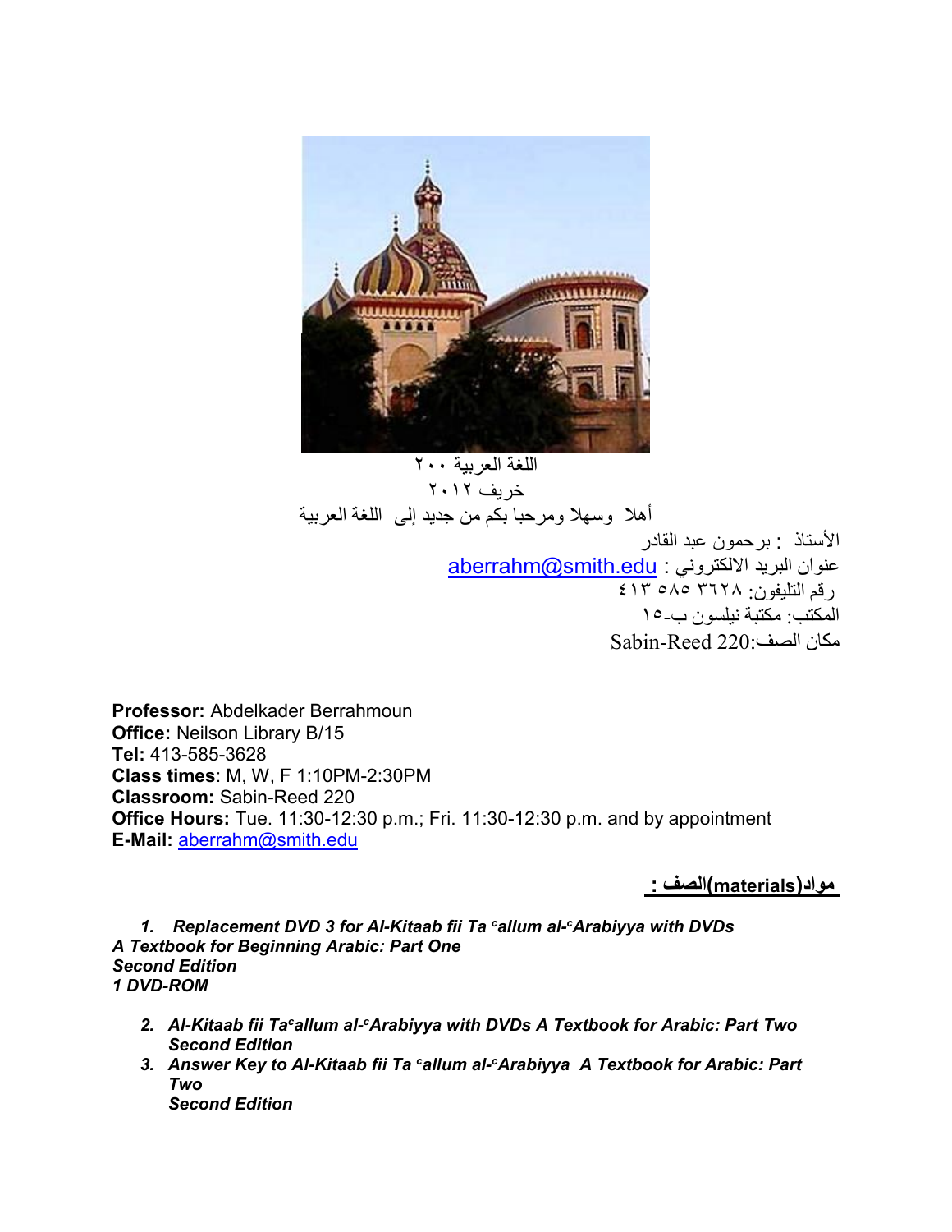اللغة العربية ٢٠٠

خريف ٢٠١٢

أهلا وسهلا ومرحبا بكم من جديد إلى اللغة العربية

الأستاذ : برحمون عبد القادر

عنوان البريد الالكتروني : aberrahm@smith.edu

رقم التليفون: ٤١٣ ٥٨٥ ٣٦٢٨

المكتب: مكتبة نيلسون ب-١٥

مكان الصف: Sabin-Reed 220

**Professor:** Abdelkader Berrahmoun
**Office:** Neilson Library B/15
**Tel:** 413-585-3628
**Class times**: M, W, F 1:10PM-2:30PM
**Classroom:** Sabin-Reed 220
**Office Hours:** Tue. 11:30-12:30 p.m.; Fri. 11:30-12:30 p.m. and by appointment
**E-Mail:** aberrahm@smith.edu

**مواد(materials)الصف :**

1. ***Replacement DVD 3 for Al-Kitaab fii Ta ᶜallum al-ᶜArabiyya with DVDs A Textbook for Beginning Arabic: Part One Second Edition 1 DVD-ROM***

2. ***Al-Kitaab fii Taᶜallum al-ᶜArabiyya with DVDs A Textbook for Arabic: Part Two Second Edition***
3. ***Answer Key to Al-Kitaab fii Ta ᶜallum al-ᶜArabiyya A Textbook for Arabic: Part Two Second Edition***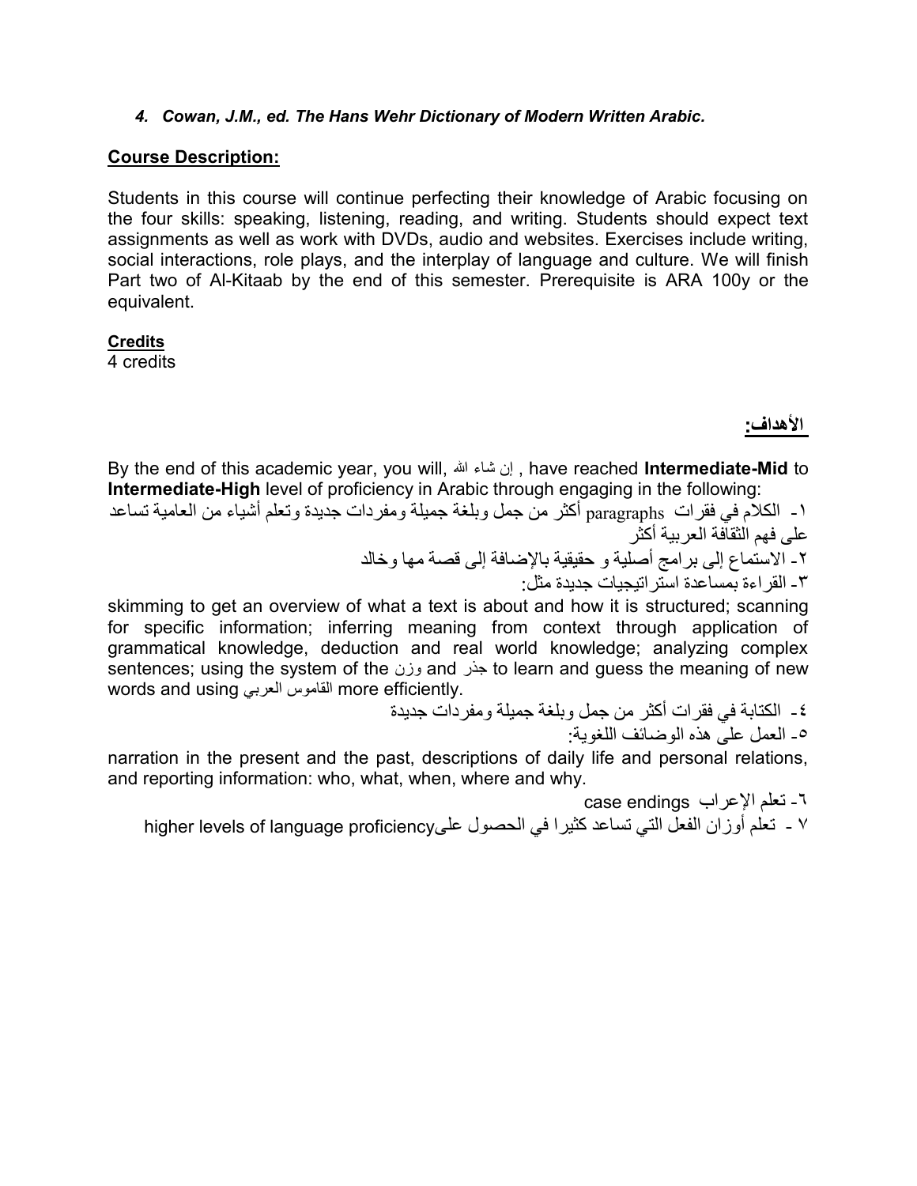4. ***Cowan, J.M., ed. The Hans Wehr Dictionary of Modern Written Arabic.***

**Course Description:**

Students in this course will continue perfecting their knowledge of Arabic focusing on the four skills: speaking, listening, reading, and writing. Students should expect text assignments as well as work with DVDs, audio and websites. Exercises include writing, social interactions, role plays, and the interplay of language and culture. We will finish Part two of Al-Kitaab by the end of this semester. Prerequisite is ARA 100y or the equivalent.

**Credits**
4 credits

**الأهداف:**

By the end of this academic year, you will, إن شاء الله , have reached **Intermediate-Mid** to **Intermediate-High** level of proficiency in Arabic through engaging in the following:

١- الكلام في فقرات paragraphs أكثر من جمل وبلغة جميلة ومفردات جديدة وتعلم أشياء من العامية تساعد على فهم الثقافة العربية أكثر

٢- الاستماع إلى برامج أصلية و حقيقية بالإضافة إلى قصة مها وخالد

٣- القراءة بمساعدة استراتيجيات جديدة مثل:

skimming to get an overview of what a text is about and how it is structured; scanning for specific information; inferring meaning from context through application of grammatical knowledge, deduction and real world knowledge; analyzing complex sentences; using the system of the وزن and جذر to learn and guess the meaning of new words and using القاموس العربي more efficiently.

٤- الكتابة في فقرات أكثر من جمل وبلغة جميلة ومفردات جديدة

٥- العمل على هذه الوضائف اللغوية:

narration in the present and the past, descriptions of daily life and personal relations, and reporting information: who, what, when, where and why.

٦- تعلم الإعراب case endings

٧ - تعلم أوزان الفعل التي تساعد كثيرا في الحصول علىhigher levels of language proficiency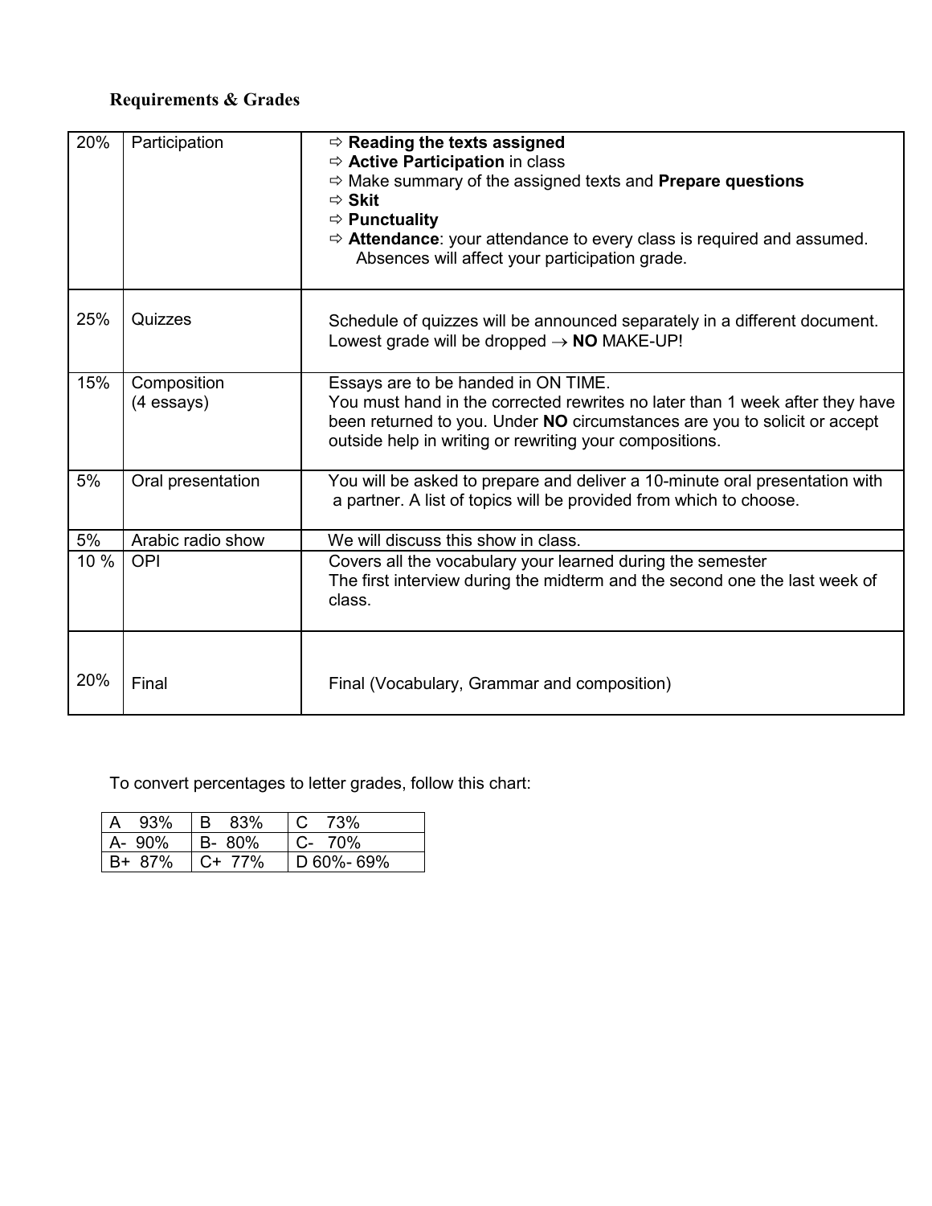**Requirements & Grades**

| | | |
|---|---|---|
| 20% | Participation | ⇨ **Reading the texts assigned**<br>⇨ **Active Participation** in class<br>⇨ Make summary of the assigned texts and **Prepare questions**<br>⇨ **Skit**<br>⇨ **Punctuality**<br>⇨ **Attendance**: your attendance to every class is required and assumed. Absences will affect your participation grade. |
| 25% | Quizzes | Schedule of quizzes will be announced separately in a different document. Lowest grade will be dropped → **NO** MAKE-UP! |
| 15% | Composition (4 essays) | Essays are to be handed in ON TIME.<br>You must hand in the corrected rewrites no later than 1 week after they have been returned to you. Under **NO** circumstances are you to solicit or accept outside help in writing or rewriting your compositions. |
| 5% | Oral presentation | You will be asked to prepare and deliver a 10-minute oral presentation with a partner. A list of topics will be provided from which to choose. |
| 5% | Arabic radio show | We will discuss this show in class. |
| 10 % | OPI | Covers all the vocabulary your learned during the semester<br>The first interview during the midterm and the second one the last week of class. |
| 20% | Final | Final (Vocabulary, Grammar and composition) |

To convert percentages to letter grades, follow this chart:

| | | |
|---|---|---|
| A 93% | B 83% | C 73% |
| A- 90% | B- 80% | C- 70% |
| B+ 87% | C+ 77% | D 60%- 69% |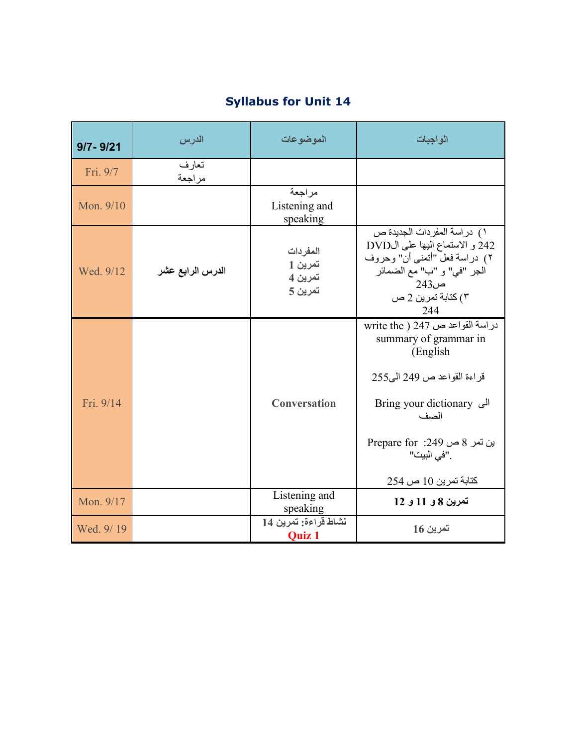## Syllabus for Unit 14

| 9/7- 9/21 | الدرس | الموضوعات | الواجبات |
|---|---|---|---|
| Fri. 9/7 | تعارف<br>مراجعة | | |
| Mon. 9/10 | | مراجعة<br>Listening and speaking | |
| Wed. 9/12 | **الدرس الرابع عشر** | **المفردات**<br>**تمرين 1**<br>**تمرين 4**<br>**تمرين 5** | ١) دراسة المفردات الجديدة ص 242 و الاستماع اليها على الDVD<br>٢) دراسة فعل "أتمنى أن" وحروف الجر "في" و "ب" مع الضمائر ص243<br>٣) كتابة تمرين 2 ص 244 |
| Fri. 9/14 | | **Conversation** | دراسة القواعد ص 247 ( write the summary of grammar in English)<br><br>قراءة القواعد ص 249 الى255<br><br>Bring your dictionary الى الصف<br><br>Prepare for تمرين 8 ص 249: "في البيت".<br><br>كتابة تمرين 10 ص 254 |
| Mon. 9/17 | | Listening and speaking | **تمرين 8 و 11 و 12** |
| Wed. 9/ 19 | | **نشاط قراءة: تمرين 14**<br>**Quiz 1** | **تمرين 16** |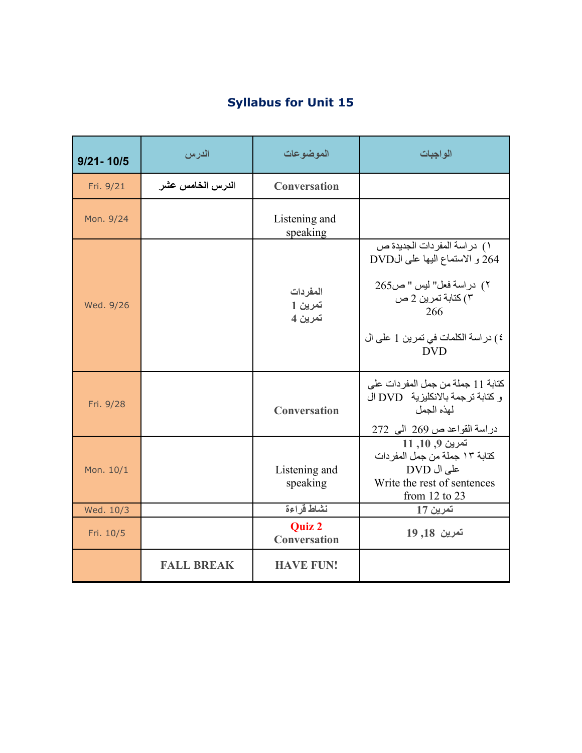## Syllabus for Unit 15

| 9/21- 10/5 | الدرس | الموضوعات | الواجبات |
|---|---|---|---|
| Fri. 9/21 | الدرس الخامس عشر | Conversation | |
| Mon. 9/24 | | Listening and speaking | |
| Wed. 9/26 | | المفردات<br>تمرين 1<br>تمرين 4 | ١) دراسة المفردات الجديدة ص 264 و الاستماع اليها على الDVD<br><br>٢) دراسة فعل" ليس " ص265<br>٣) كتابة تمرين 2 ص 266<br><br>٤) دراسة الكلمات في تمرين 1 على ال DVD |
| Fri. 9/28 | | Conversation | كتابة 11 جملة من جمل المفردات على ال DVD و كتابة ترجمة بالانكليزية لهذه الجمل<br><br>دراسة القواعد ص 269 الى 272 |
| Mon. 10/1 | | Listening and speaking | تمرين 9, 10, 11<br>كتابة ١٣ جملة من جمل المفردات على ال DVD<br>Write the rest of sentences from 12 to 23 |
| Wed. 10/3 | | نشاط قراءة | تمرين 17 |
| Fri. 10/5 | | **Quiz 2**<br>Conversation | تمرين 18, 19 |
| | FALL BREAK | HAVE FUN! | |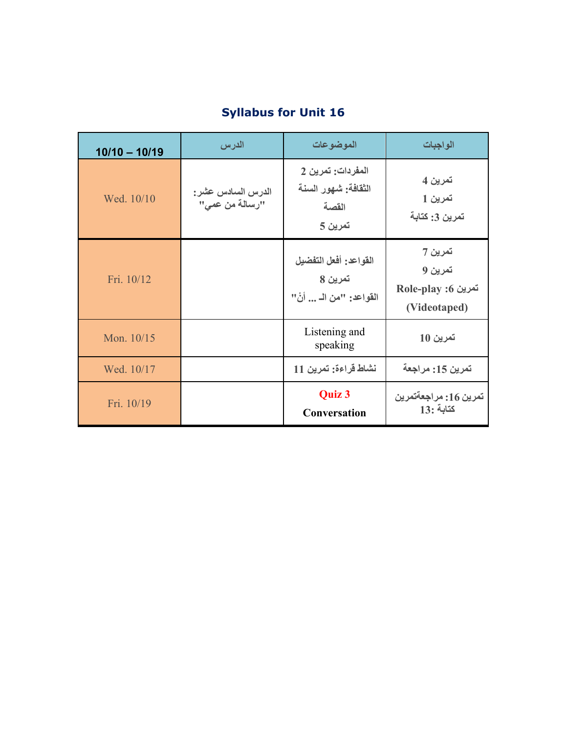## Syllabus for Unit 16

| 10/10 – 10/19 | الدرس | الموضوعات | الواجبات |
|---|---|---|---|
| Wed. 10/10 | الدرس السادس عشر: "رسالة من عمي" | المفردات: تمرين 2<br>الثقافة: شهور السنة<br>القصة<br>تمرين 5 | تمرين 4<br>تمرين 1<br>تمرين 3: كتابة |
| Fri. 10/12 | | القواعد: أفعل التفضيل<br>تمرين 8<br>القواعد: "من الـ ... أنْ" | تمرين 7<br>تمرين 9<br>تمرين 6: Role-play<br>(Videotaped) |
| Mon. 10/15 | | Listening and speaking | تمرين 10 |
| Wed. 10/17 | | نشاط قراءة: تمرين 11 | تمرين 15: مراجعة |
| Fri. 10/19 | | **Quiz 3**<br>**Conversation** | تمرين 16: مراجعةتمرين 13: كتابة |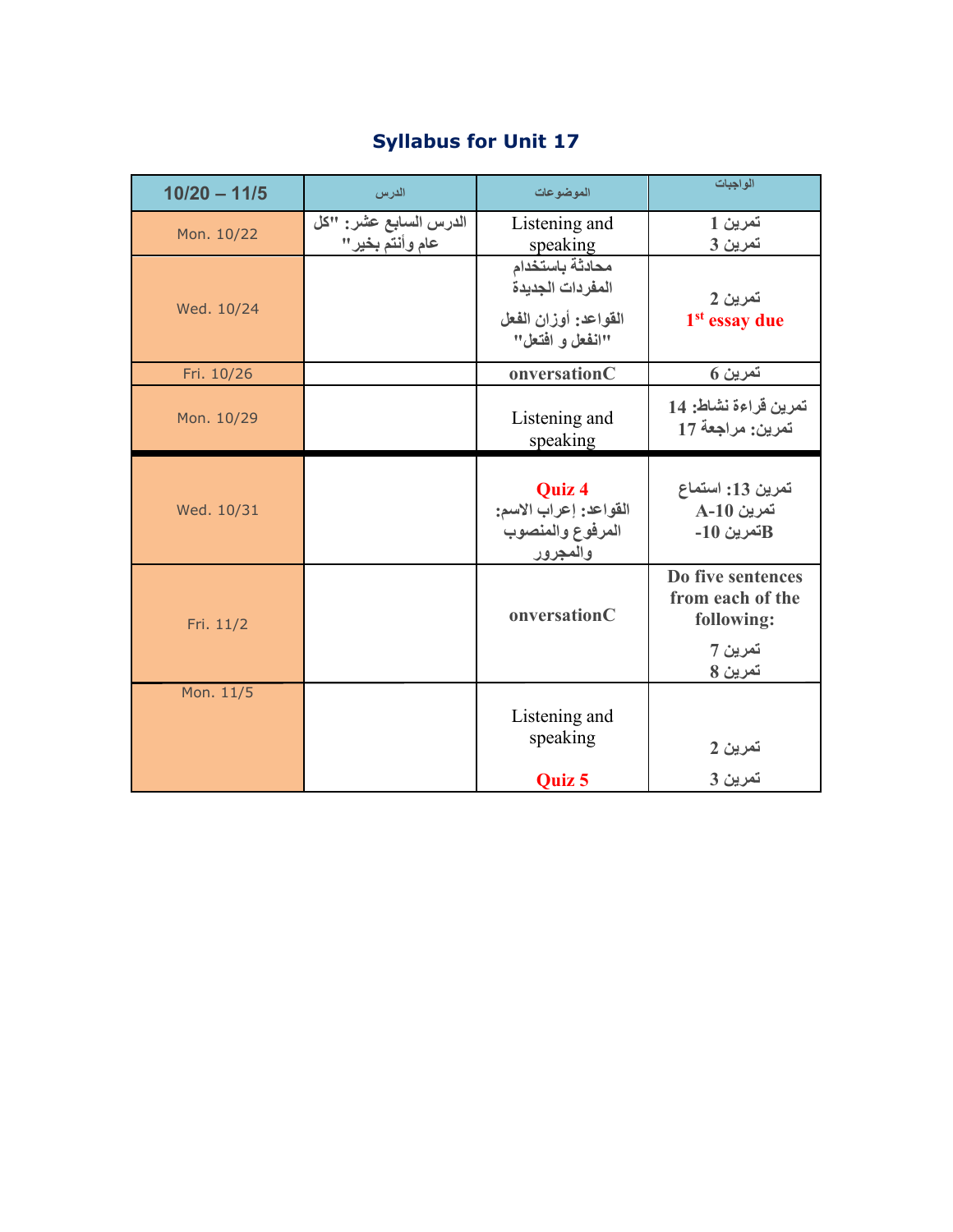# Syllabus for Unit 17

| 10/20 – 11/5 | الدرس | الموضوعات | الواجبات |
|---|---|---|---|
| Mon. 10/22 | الدرس السابع عشر: "كل عام وأنتم بخير" | Listening and speaking | تمرين 1<br>تمرين 3 |
| Wed. 10/24 | | محادثة باستخدام المفردات الجديدة<br>القواعد: أوزان الفعل "انفعل و افتعل" | تمرين 2<br>**1st essay due** |
| Fri. 10/26 | | **onversationC** | تمرين 6 |
| Mon. 10/29 | | Listening and speaking | تمرين قراءة نشاط: 14<br>تمرين: مراجعة 17 |
| Wed. 10/31 | | **Quiz 4**<br>القواعد: إعراب الاسم: المرفوع والمنصوب والمجرور | تمرين 13: استماع<br>تمرين 10-A<br>تمرين 10-B |
| Fri. 11/2 | | **onversationC** | **Do five sentences from each of the following:**<br>تمرين 7<br>تمرين 8 |
| Mon. 11/5 | | Listening and speaking<br>**Quiz 5** | تمرين 2<br>تمرين 3 |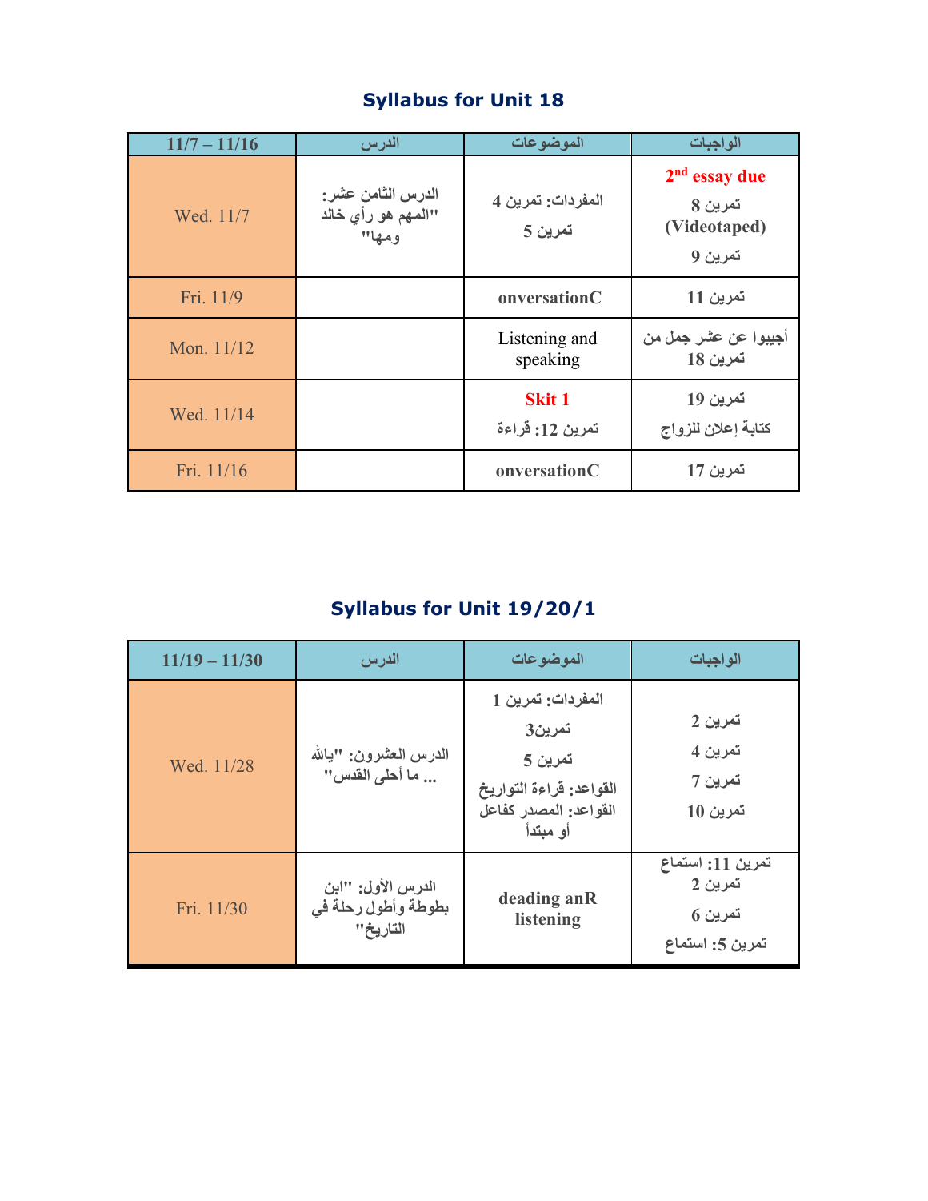## Syllabus for Unit 18

| 11/7 – 11/16 | الدرس | الموضوعات | الواجبات |
|---|---|---|---|
| Wed. 11/7 | الدرس الثامن عشر: "المهم هو رأي خالد ومها" | المفردات: تمرين 4<br>تمرين 5 | **2nd essay due**<br>تمرين 8 (Videotaped)<br>تمرين 9 |
| Fri. 11/9 | | onversationC | تمرين 11 |
| Mon. 11/12 | | Listening and speaking | أجيبوا عن عشر جمل من تمرين 18 |
| Wed. 11/14 | | **Skit 1**<br>تمرين 12: قراءة | تمرين 19<br>كتابة إعلان للزواج |
| Fri. 11/16 | | onversationC | تمرين 17 |

## Syllabus for Unit 19/20/1

| 11/19 – 11/30 | الدرس | الموضوعات | الواجبات |
|---|---|---|---|
| Wed. 11/28 | الدرس العشرون: "يالله ... ما أحلى القدس" | المفردات: تمرين 1<br>تمرين3<br>تمرين 5<br>القواعد: قراءة التواريخ<br>القواعد: المصدر كفاعل أو مبتدأ | تمرين 2<br>تمرين 4<br>تمرين 7<br>تمرين 10 |
| Fri. 11/30 | الدرس الأول: "ابن بطوطة وأطول رحلة في التاريخ" | deading anR listening | تمرين 11: استماع<br>تمرين 2<br>تمرين 6<br>تمرين 5: استماع |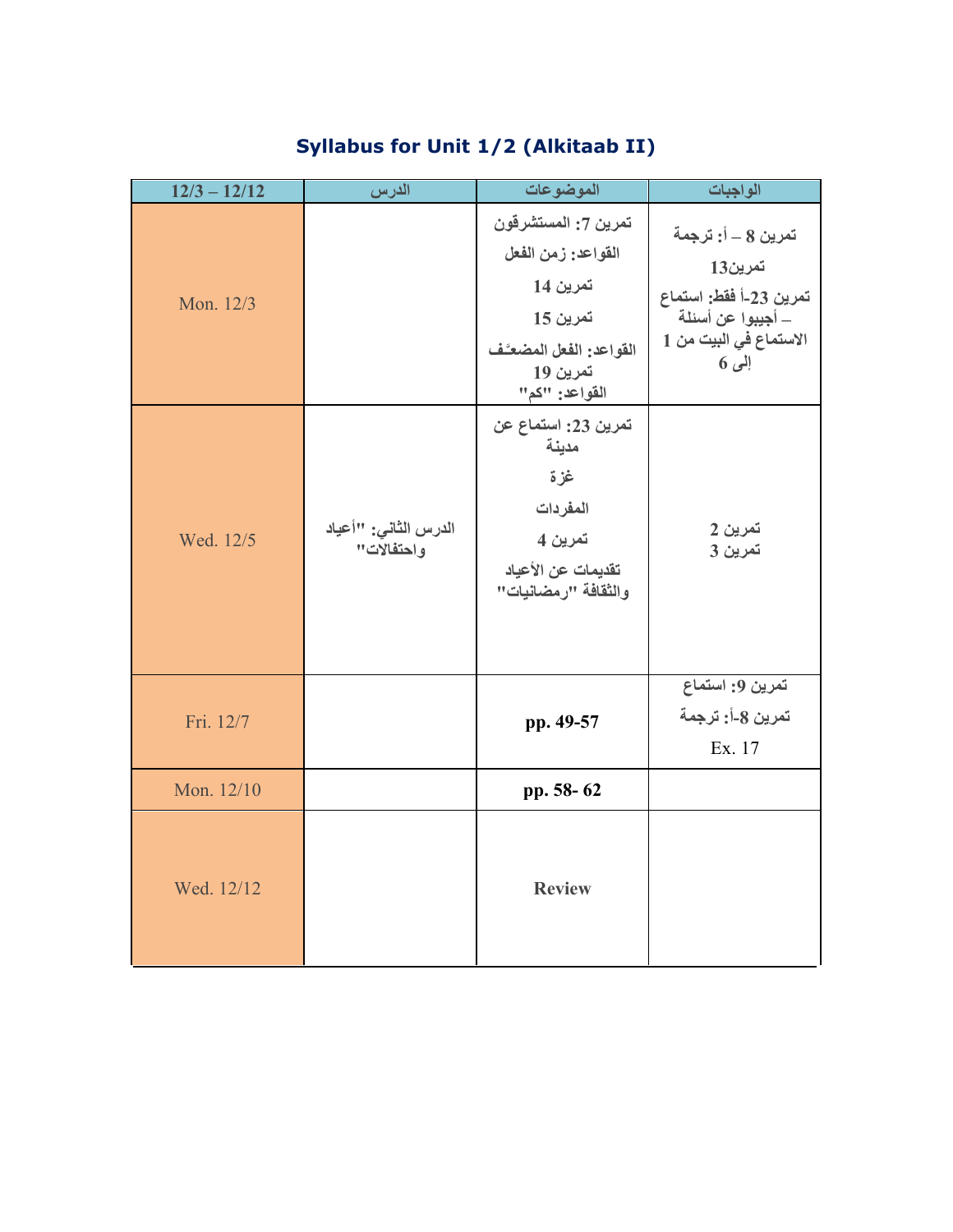# Syllabus for Unit 1/2 (Alkitaab II)

| 12/3 – 12/12 | الدرس | الموضوعات | الواجبات |
|---|---|---|---|
| Mon. 12/3 | | تمرين 7: المستشرقون<br>القواعد: زمن الفعل<br>تمرين 14<br>تمرين 15<br>القواعد: الفعل المضعّف<br>تمرين 19<br>القواعد: "كم" | تمرين 8 – أ: ترجمة<br>تمرين13<br>تمرين 23-أ فقط: استماع – أجيبوا عن أسئلة الاستماع في البيت من 1 إلى 6 |
| Wed. 12/5 | الدرس الثاني: "أعياد واحتفالات" | تمرين 23: استماع عن مدينة<br>غزة<br>المفردات<br>تمرين 4<br>تقديمات عن الأعياد والثقافة "رمضانيات" | تمرين 2<br>تمرين 3 |
| Fri. 12/7 | | **pp. 49-57** | تمرين 9: استماع<br>تمرين 8-أ: ترجمة<br>Ex. 17 |
| Mon. 12/10 | | **pp. 58- 62** | |
| Wed. 12/12 | | **Review** | |